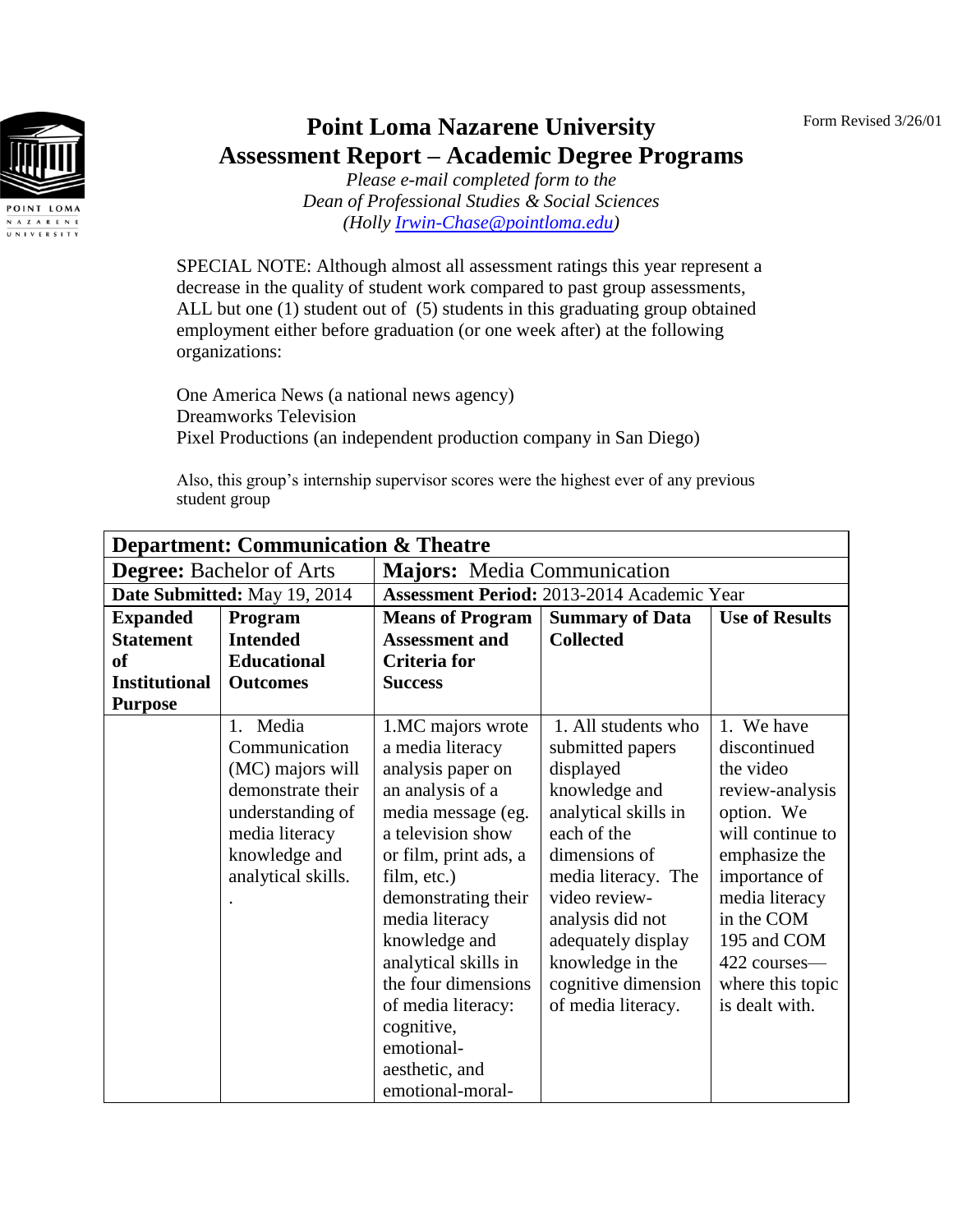Form Revised 3/26/01

# Point Loma Nazarene University
## Assessment Report – Academic Degree Programs

*Please e-mail completed form to the*
*Dean of Professional Studies & Social Sciences*
*(Holly Irwin-Chase@pointloma.edu)*

SPECIAL NOTE: Although almost all assessment ratings this year represent a decrease in the quality of student work compared to past group assessments, ALL but one (1) student out of (5) students in this graduating group obtained employment either before graduation (or one week after) at the following organizations:

One America News (a national news agency)
Dreamworks Television
Pixel Productions (an independent production company in San Diego)

Also, this group's internship supervisor scores were the highest ever of any previous student group

| **Department:** Communication & Theatre | | | | |
|---|---|---|---|---|
| **Degree:** Bachelor of Arts | | **Majors:** Media Communication | | |
| **Date Submitted:** May 19, 2014 | | **Assessment Period:** 2013-2014 Academic Year | | |
| **Expanded Statement of Institutional Purpose** | **Program Intended Educational Outcomes** | **Means of Program Assessment and Criteria for Success** | **Summary of Data Collected** | **Use of Results** |
| | 1. Media Communication (MC) majors will demonstrate their understanding of media literacy knowledge and analytical skills. . | 1.MC majors wrote a media literacy analysis paper on an analysis of a media message (eg. a television show or film, print ads, a film, etc.) demonstrating their media literacy knowledge and analytical skills in the four dimensions of media literacy: cognitive, emotional-aesthetic, and emotional-moral- | 1. All students who submitted papers displayed knowledge and analytical skills in each of the dimensions of media literacy. The video review-analysis did not adequately display knowledge in the cognitive dimension of media literacy. | 1. We have discontinued the video review-analysis option. We will continue to emphasize the importance of media literacy in the COM 195 and COM 422 courses—where this topic is dealt with. |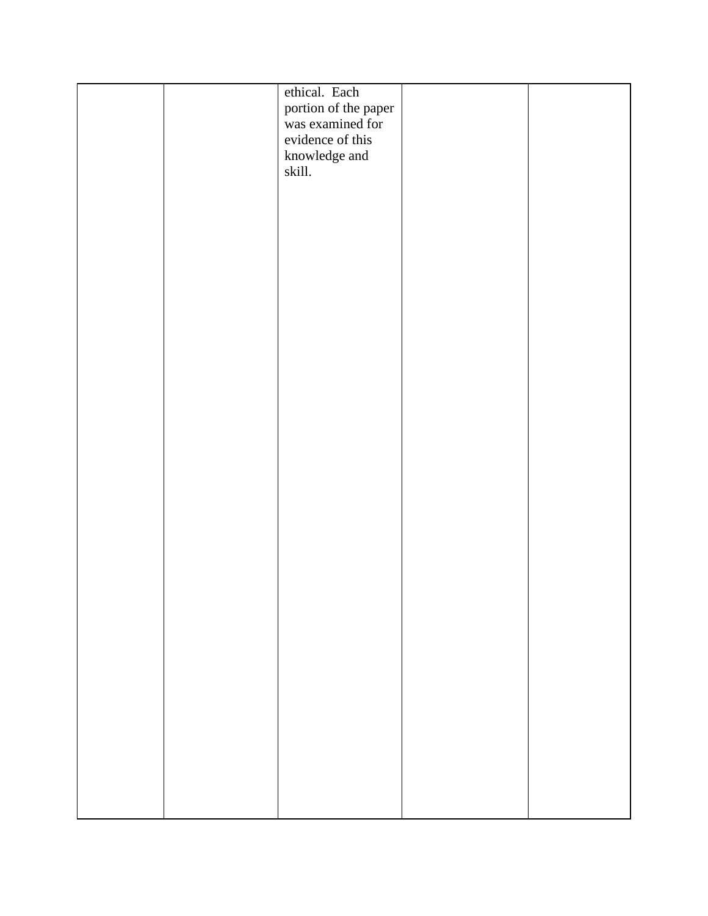| | | | | |
|---|---|---|---|---|
| | | ethical. Each portion of the paper was examined for evidence of this knowledge and skill. | | |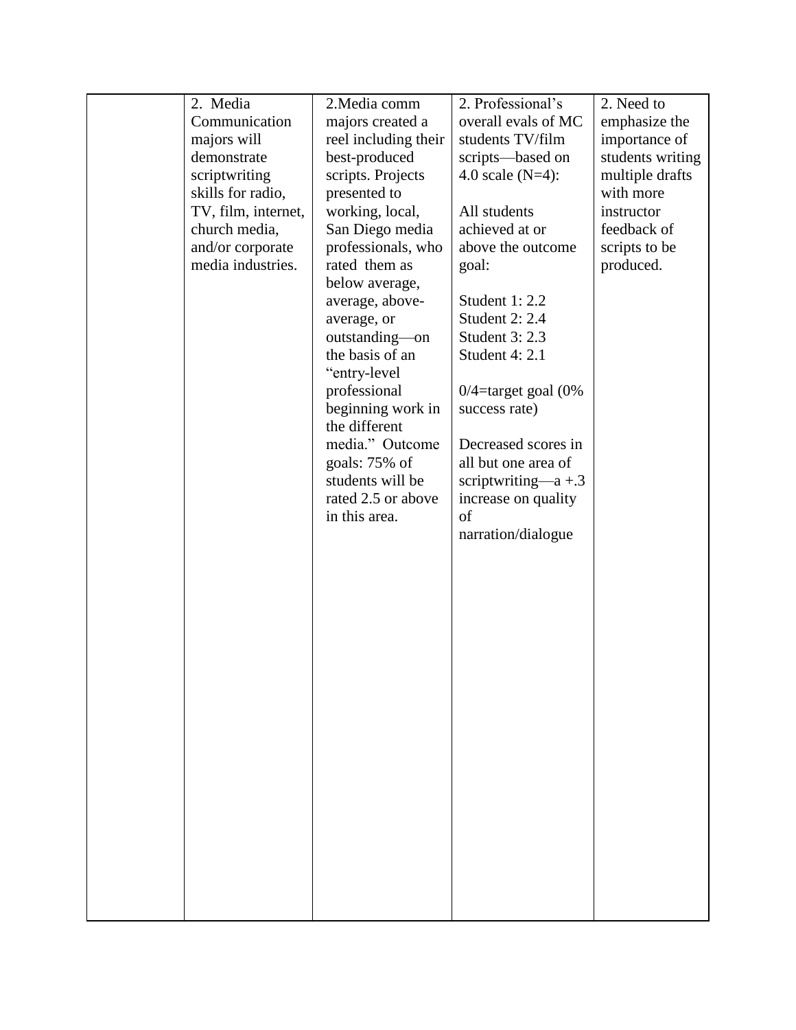| | | | | |
|---|---|---|---|---|
| | 2. Media Communication majors will demonstrate scriptwriting skills for radio, TV, film, internet, church media, and/or corporate media industries. | 2.Media comm majors created a reel including their best-produced scripts. Projects presented to working, local, San Diego media professionals, who rated them as below average, average, above-average, or outstanding—on the basis of an "entry-level professional beginning work in the different media." Outcome goals: 75% of students will be rated 2.5 or above in this area. | 2. Professional's overall evals of MC students TV/film scripts—based on 4.0 scale (N=4):<br><br>All students achieved at or above the outcome goal:<br><br>Student 1: 2.2<br>Student 2: 2.4<br>Student 3: 2.3<br>Student 4: 2.1<br><br>0/4=target goal (0% success rate)<br><br>Decreased scores in all but one area of scriptwriting—a +.3 increase on quality of narration/dialogue | 2. Need to emphasize the importance of students writing multiple drafts with more instructor feedback of scripts to be produced. |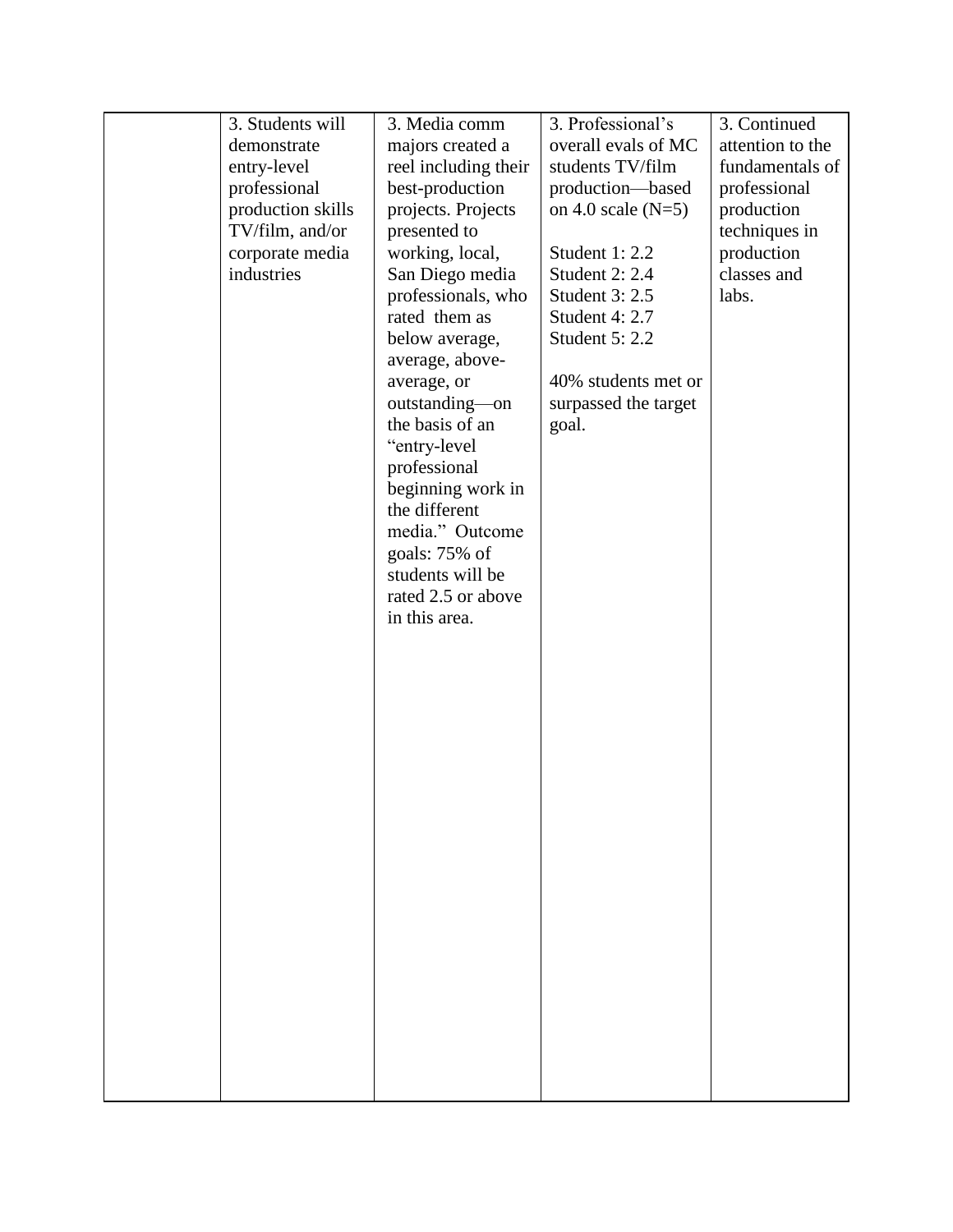| | | | | |
|---|---|---|---|---|
| | 3. Students will demonstrate entry-level professional production skills TV/film, and/or corporate media industries | 3. Media comm majors created a reel including their best-production projects. Projects presented to working, local, San Diego media professionals, who rated them as below average, average, above-average, or outstanding—on the basis of an "entry-level professional beginning work in the different media." Outcome goals: 75% of students will be rated 2.5 or above in this area. | 3. Professional's overall evals of MC students TV/film production—based on 4.0 scale (N=5)<br><br>Student 1: 2.2<br>Student 2: 2.4<br>Student 3: 2.5<br>Student 4: 2.7<br>Student 5: 2.2<br><br>40% students met or surpassed the target goal. | 3. Continued attention to the fundamentals of professional production techniques in production classes and labs. |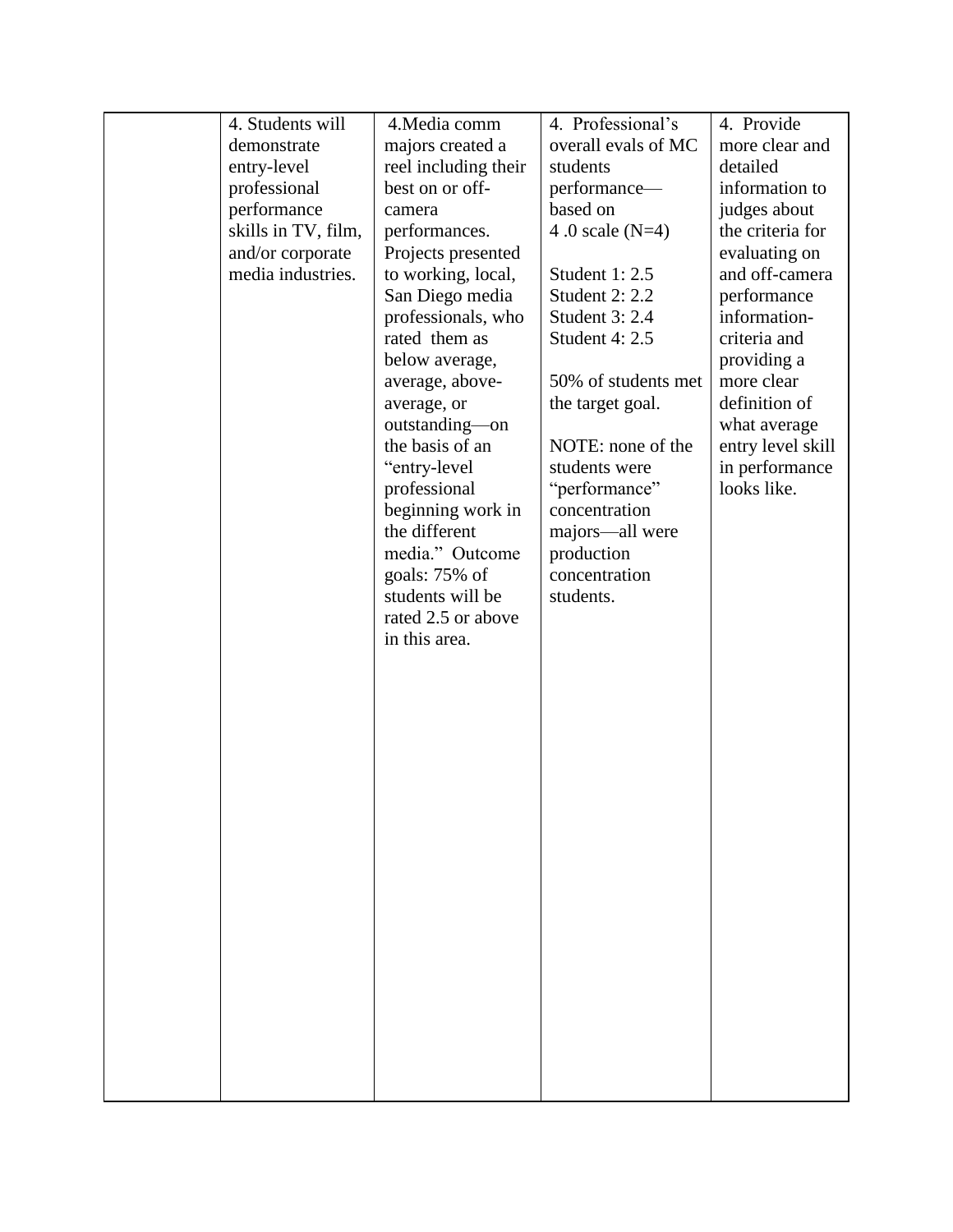| | | | | |
|---|---|---|---|---|
| | 4. Students will demonstrate entry-level professional performance skills in TV, film, and/or corporate media industries. | 4.Media comm majors created a reel including their best on or off-camera performances. Projects presented to working, local, San Diego media professionals, who rated them as below average, average, above-average, or outstanding—on the basis of an "entry-level professional beginning work in the different media." Outcome goals: 75% of students will be rated 2.5 or above in this area. | 4. Professional's overall evals of MC students performance—based on 4 .0 scale (N=4)<br><br>Student 1: 2.5<br>Student 2: 2.2<br>Student 3: 2.4<br>Student 4: 2.5<br><br>50% of students met the target goal.<br><br>NOTE: none of the students were "performance" concentration majors—all were production concentration students. | 4. Provide more clear and detailed information to judges about the criteria for evaluating on and off-camera performance information-criteria and providing a more clear definition of what average entry level skill in performance looks like. |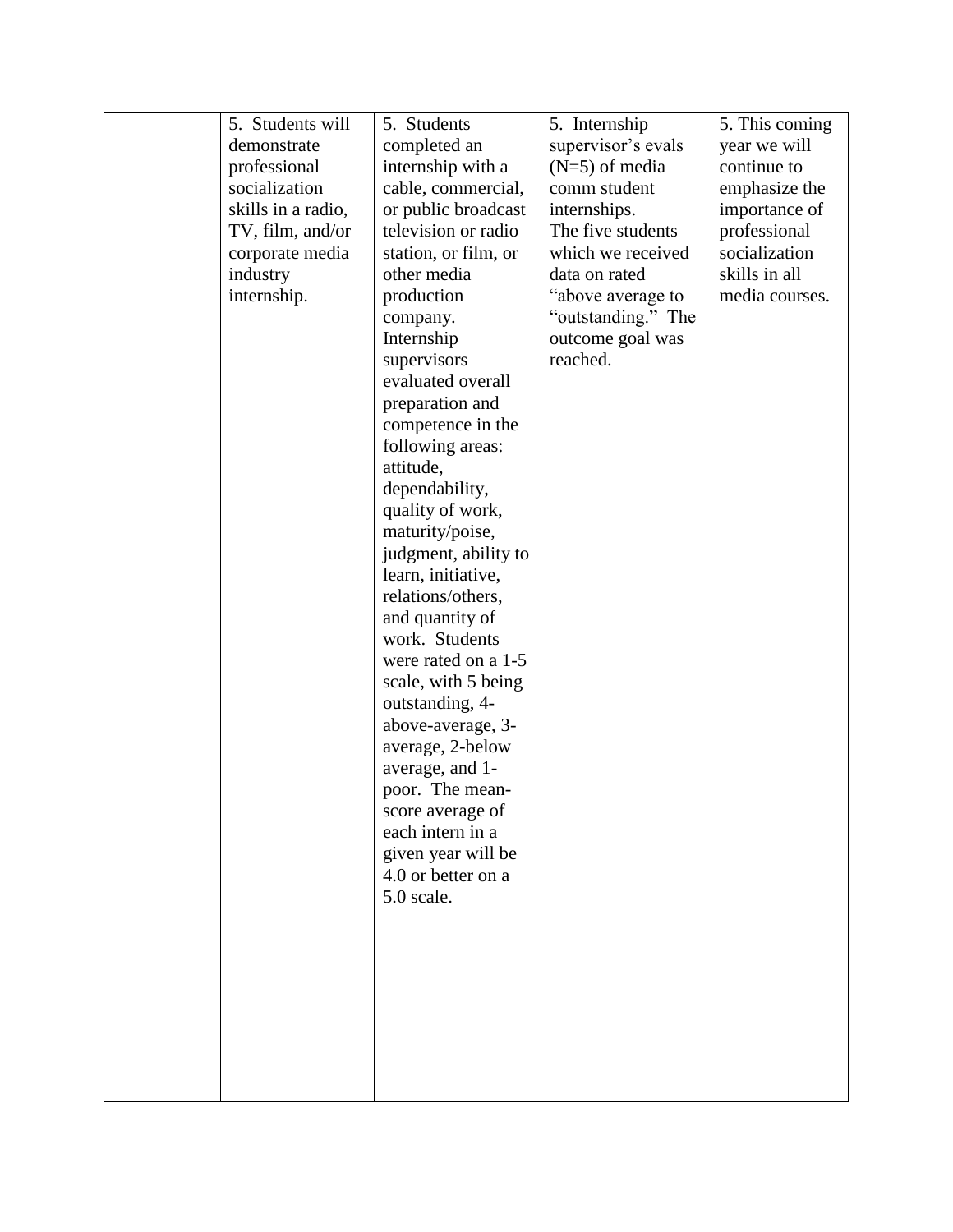| | | | | |
|---|---|---|---|---|
| | 5. Students will demonstrate professional socialization skills in a radio, TV, film, and/or corporate media industry internship. | 5. Students completed an internship with a cable, commercial, or public broadcast television or radio station, or film, or other media production company. Internship supervisors evaluated overall preparation and competence in the following areas: attitude, dependability, quality of work, maturity/poise, judgment, ability to learn, initiative, relations/others, and quantity of work. Students were rated on a 1-5 scale, with 5 being outstanding, 4-above-average, 3-average, 2-below average, and 1-poor. The mean-score average of each intern in a given year will be 4.0 or better on a 5.0 scale. | 5. Internship supervisor's evals (N=5) of media comm student internships. The five students which we received data on rated "above average to "outstanding." The outcome goal was reached. | 5. This coming year we will continue to emphasize the importance of professional socialization skills in all media courses. |